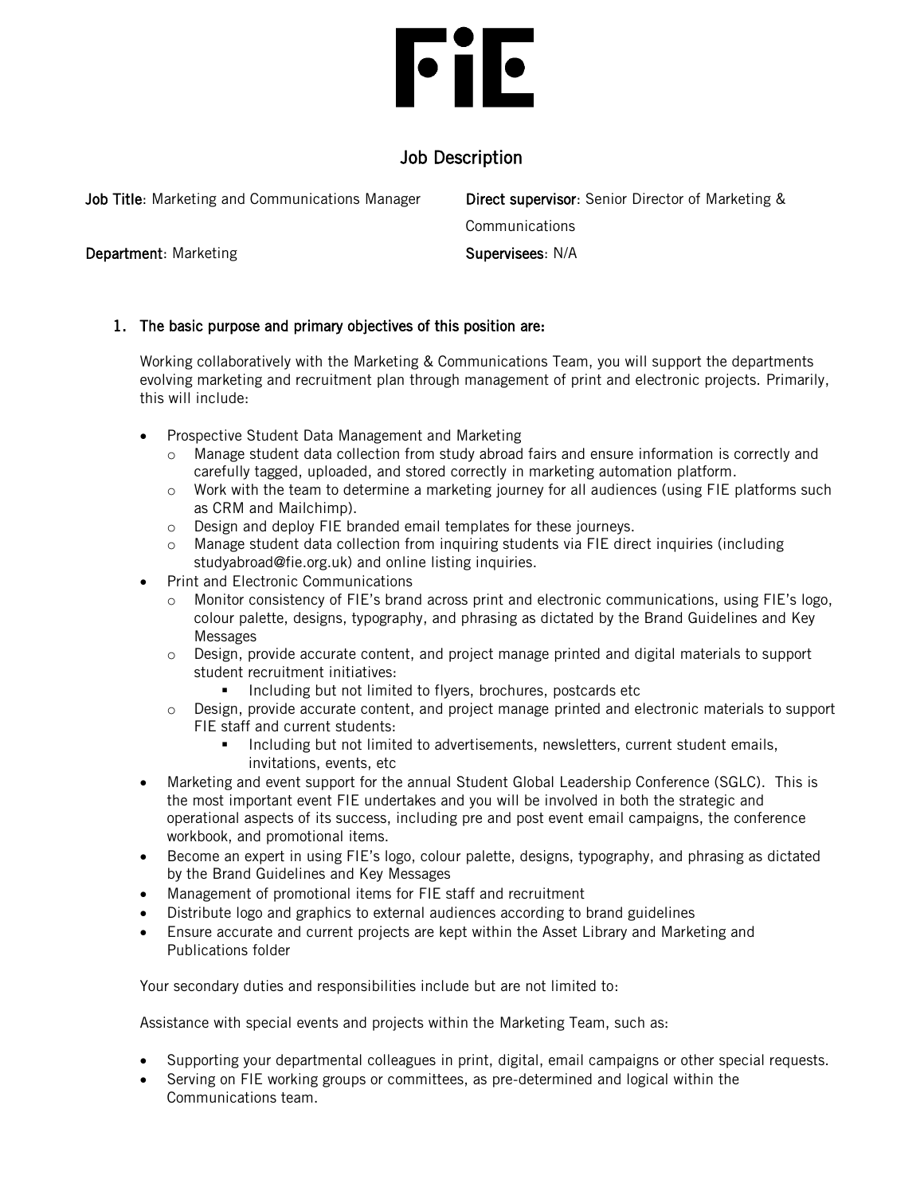# FiE

## Job Description

**Job Title**: Marketing and Communications Manager

**Direct supervisor**: Senior Director of Marketing & Communications

**Department**: Marketing

**Supervisees**: N/A

1. **The basic purpose and primary objectives of this position are:**

   Working collaboratively with the Marketing & Communications Team, you will support the departments evolving marketing and recruitment plan through management of print and electronic projects. Primarily, this will include:

   - Prospective Student Data Management and Marketing
     - Manage student data collection from study abroad fairs and ensure information is correctly and carefully tagged, uploaded, and stored correctly in marketing automation platform.
     - Work with the team to determine a marketing journey for all audiences (using FIE platforms such as CRM and Mailchimp).
     - Design and deploy FIE branded email templates for these journeys.
     - Manage student data collection from inquiring students via FIE direct inquiries (including studyabroad@fie.org.uk) and online listing inquiries.
   - Print and Electronic Communications
     - Monitor consistency of FIE's brand across print and electronic communications, using FIE's logo, colour palette, designs, typography, and phrasing as dictated by the Brand Guidelines and Key Messages
     - Design, provide accurate content, and project manage printed and digital materials to support student recruitment initiatives:
       - Including but not limited to flyers, brochures, postcards etc
     - Design, provide accurate content, and project manage printed and electronic materials to support FIE staff and current students:
       - Including but not limited to advertisements, newsletters, current student emails, invitations, events, etc
   - Marketing and event support for the annual Student Global Leadership Conference (SGLC). This is the most important event FIE undertakes and you will be involved in both the strategic and operational aspects of its success, including pre and post event email campaigns, the conference workbook, and promotional items.
   - Become an expert in using FIE's logo, colour palette, designs, typography, and phrasing as dictated by the Brand Guidelines and Key Messages
   - Management of promotional items for FIE staff and recruitment
   - Distribute logo and graphics to external audiences according to brand guidelines
   - Ensure accurate and current projects are kept within the Asset Library and Marketing and Publications folder

   Your secondary duties and responsibilities include but are not limited to:

   Assistance with special events and projects within the Marketing Team, such as:

   - Supporting your departmental colleagues in print, digital, email campaigns or other special requests.
   - Serving on FIE working groups or committees, as pre-determined and logical within the Communications team.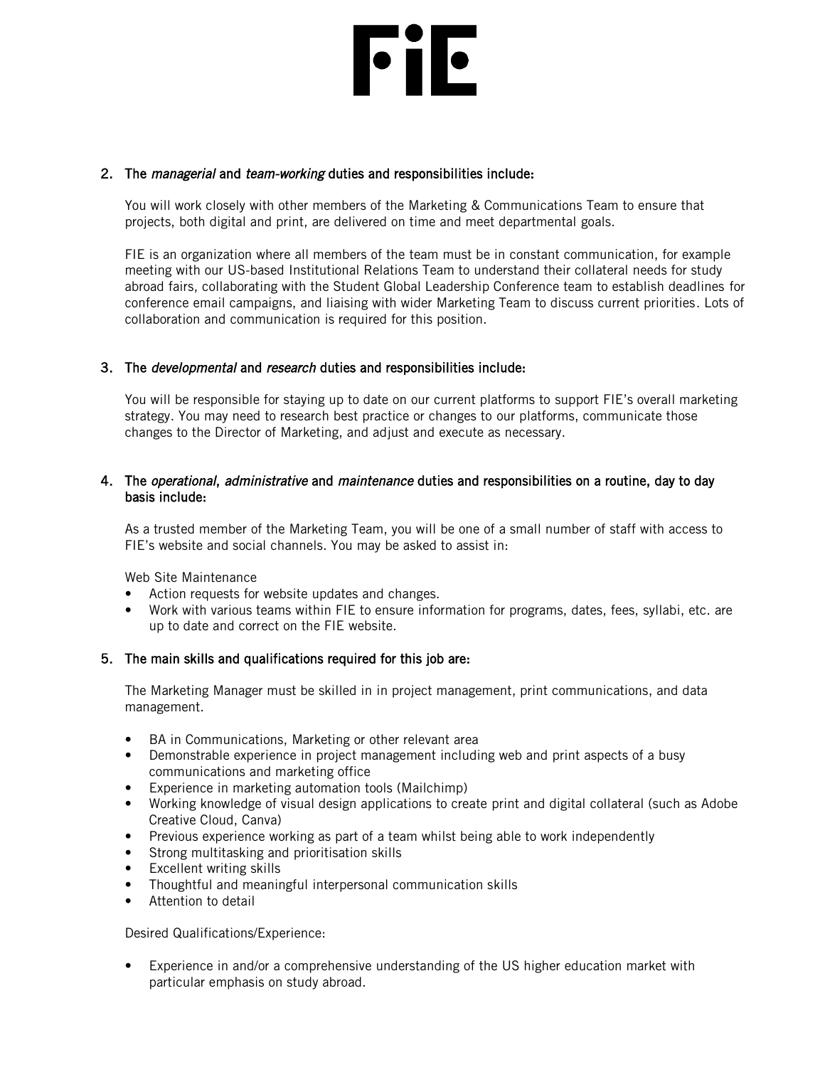# FiE

2. **The *managerial* and *team-working* duties and responsibilities include:**

   You will work closely with other members of the Marketing & Communications Team to ensure that projects, both digital and print, are delivered on time and meet departmental goals.

   FIE is an organization where all members of the team must be in constant communication, for example meeting with our US-based Institutional Relations Team to understand their collateral needs for study abroad fairs, collaborating with the Student Global Leadership Conference team to establish deadlines for conference email campaigns, and liaising with wider Marketing Team to discuss current priorities. Lots of collaboration and communication is required for this position.

3. **The *developmental* and *research* duties and responsibilities include:**

   You will be responsible for staying up to date on our current platforms to support FIE's overall marketing strategy. You may need to research best practice or changes to our platforms, communicate those changes to the Director of Marketing, and adjust and execute as necessary.

4. **The *operational*, *administrative* and *maintenance* duties and responsibilities on a routine, day to day basis include:**

   As a trusted member of the Marketing Team, you will be one of a small number of staff with access to FIE's website and social channels. You may be asked to assist in:

   Web Site Maintenance
   - Action requests for website updates and changes.
   - Work with various teams within FIE to ensure information for programs, dates, fees, syllabi, etc. are up to date and correct on the FIE website.

5. **The main skills and qualifications required for this job are:**

   The Marketing Manager must be skilled in in project management, print communications, and data management.

   - BA in Communications, Marketing or other relevant area
   - Demonstrable experience in project management including web and print aspects of a busy communications and marketing office
   - Experience in marketing automation tools (Mailchimp)
   - Working knowledge of visual design applications to create print and digital collateral (such as Adobe Creative Cloud, Canva)
   - Previous experience working as part of a team whilst being able to work independently
   - Strong multitasking and prioritisation skills
   - Excellent writing skills
   - Thoughtful and meaningful interpersonal communication skills
   - Attention to detail

   Desired Qualifications/Experience:

   - Experience in and/or a comprehensive understanding of the US higher education market with particular emphasis on study abroad.